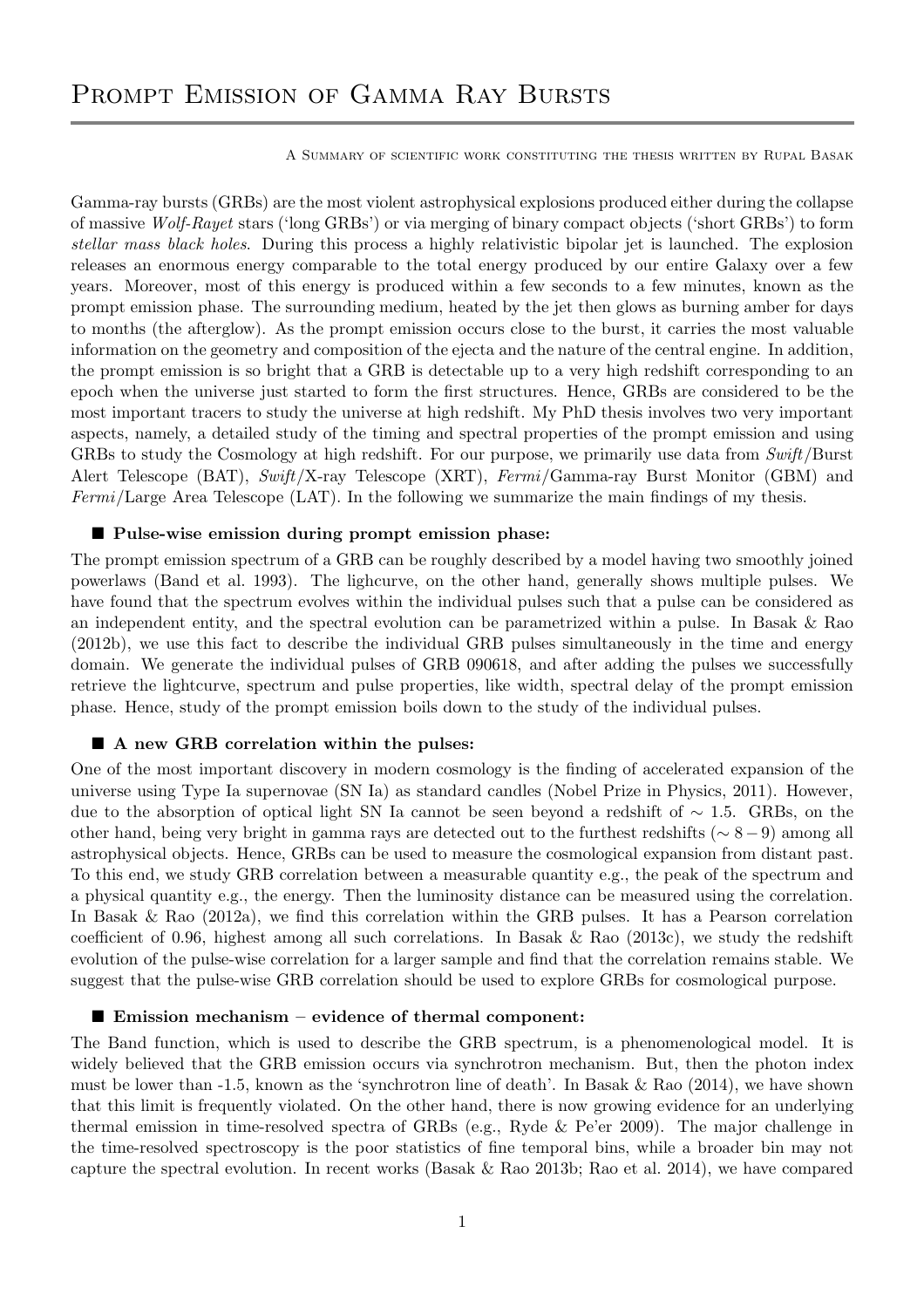# Prompt Emission of Gamma Ray Bursts

A Summary of scientific work constituting the thesis written by Rupal Basak

Gamma-ray bursts (GRBs) are the most violent astrophysical explosions produced either during the collapse of massive *Wolf-Rayet* stars ('long GRBs') or via merging of binary compact objects ('short GRBs') to form *stellar mass black holes*. During this process a highly relativistic bipolar jet is launched. The explosion releases an enormous energy comparable to the total energy produced by our entire Galaxy over a few years. Moreover, most of this energy is produced within a few seconds to a few minutes, known as the prompt emission phase. The surrounding medium, heated by the jet then glows as burning amber for days to months (the afterglow). As the prompt emission occurs close to the burst, it carries the most valuable information on the geometry and composition of the ejecta and the nature of the central engine. In addition, the prompt emission is so bright that a GRB is detectable up to a very high redshift corresponding to an epoch when the universe just started to form the first structures. Hence, GRBs are considered to be the most important tracers to study the universe at high redshift. My PhD thesis involves two very important aspects, namely, a detailed study of the timing and spectral properties of the prompt emission and using GRBs to study the Cosmology at high redshift. For our purpose, we primarily use data from *Swift*/Burst Alert Telescope (BAT), *Swift*/X-ray Telescope (XRT), *Fermi*/Gamma-ray Burst Monitor (GBM) and *Fermi*/Large Area Telescope (LAT). In the following we summarize the main findings of my thesis.

## ■ Pulse-wise emission during prompt emission phase:

The prompt emission spectrum of a GRB can be roughly described by a model having two smoothly joined powerlaws (Band et al. 1993). The lighcurve, on the other hand, generally shows multiple pulses. We have found that the spectrum evolves within the individual pulses such that a pulse can be considered as an independent entity, and the spectral evolution can be parametrized within a pulse. In Basak & Rao (2012b), we use this fact to describe the individual GRB pulses simultaneously in the time and energy domain. We generate the individual pulses of GRB 090618, and after adding the pulses we successfully retrieve the lightcurve, spectrum and pulse properties, like width, spectral delay of the prompt emission phase. Hence, study of the prompt emission boils down to the study of the individual pulses.

## ■ A new GRB correlation within the pulses:

One of the most important discovery in modern cosmology is the finding of accelerated expansion of the universe using Type Ia supernovae (SN Ia) as standard candles (Nobel Prize in Physics, 2011). However, due to the absorption of optical light SN Ia cannot be seen beyond a redshift of $\sim 1.5$. GRBs, on the other hand, being very bright in gamma rays are detected out to the furthest redshifts ($\sim 8-9$) among all astrophysical objects. Hence, GRBs can be used to measure the cosmological expansion from distant past. To this end, we study GRB correlation between a measurable quantity e.g., the peak of the spectrum and a physical quantity e.g., the energy. Then the luminosity distance can be measured using the correlation. In Basak & Rao (2012a), we find this correlation within the GRB pulses. It has a Pearson correlation coefficient of 0.96, highest among all such correlations. In Basak & Rao (2013c), we study the redshift evolution of the pulse-wise correlation for a larger sample and find that the correlation remains stable. We suggest that the pulse-wise GRB correlation should be used to explore GRBs for cosmological purpose.

## ■ Emission mechanism – evidence of thermal component:

The Band function, which is used to describe the GRB spectrum, is a phenomenological model. It is widely believed that the GRB emission occurs via synchrotron mechanism. But, then the photon index must be lower than -1.5, known as the 'synchrotron line of death'. In Basak & Rao (2014), we have shown that this limit is frequently violated. On the other hand, there is now growing evidence for an underlying thermal emission in time-resolved spectra of GRBs (e.g., Ryde & Pe'er 2009). The major challenge in the time-resolved spectroscopy is the poor statistics of fine temporal bins, while a broader bin may not capture the spectral evolution. In recent works (Basak & Rao 2013b; Rao et al. 2014), we have compared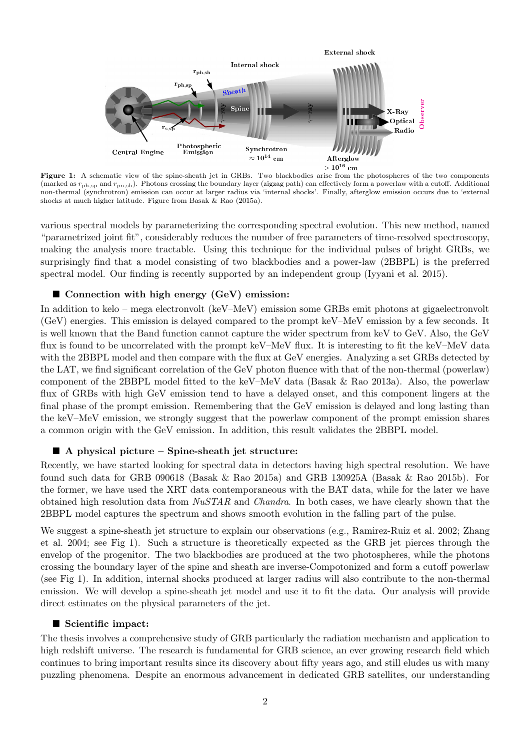**Figure 1:** A schematic view of the spine-sheath jet in GRBs. Two blackbodies arise from the photospheres of the two components (marked as $r_{\rm ph,sp}$ and $r_{\rm pn,sh}$). Photons crossing the boundary layer (zigzag path) can effectively form a powerlaw with a cutoff. Additional non-thermal (synchrotron) emission can occur at larger radius via 'internal shocks'. Finally, afterglow emission occurs due to 'external shocks at much higher latitude. Figure from Basak & Rao (2015a).

various spectral models by parameterizing the corresponding spectral evolution. This new method, named "parametrized joint fit", considerably reduces the number of free parameters of time-resolved spectroscopy, making the analysis more tractable. Using this technique for the individual pulses of bright GRBs, we surprisingly find that a model consisting of two blackbodies and a power-law (2BBPL) is the preferred spectral model. Our finding is recently supported by an independent group (Iyyani et al. 2015).

## ■ Connection with high energy (GeV) emission:

In addition to kelo – mega electronvolt (keV–MeV) emission some GRBs emit photons at gigaelectronvolt (GeV) energies. This emission is delayed compared to the prompt keV–MeV emission by a few seconds. It is well known that the Band function cannot capture the wider spectrum from keV to GeV. Also, the GeV flux is found to be uncorrelated with the prompt keV–MeV flux. It is interesting to fit the keV–MeV data with the 2BBPL model and then compare with the flux at GeV energies. Analyzing a set GRBs detected by the LAT, we find significant correlation of the GeV photon fluence with that of the non-thermal (powerlaw) component of the 2BBPL model fitted to the keV–MeV data (Basak & Rao 2013a). Also, the powerlaw flux of GRBs with high GeV emission tend to have a delayed onset, and this component lingers at the final phase of the prompt emission. Remembering that the GeV emission is delayed and long lasting than the keV–MeV emission, we strongly suggest that the powerlaw component of the prompt emission shares a common origin with the GeV emission. In addition, this result validates the 2BBPL model.

## ■ A physical picture – Spine-sheath jet structure:

Recently, we have started looking for spectral data in detectors having high spectral resolution. We have found such data for GRB 090618 (Basak & Rao 2015a) and GRB 130925A (Basak & Rao 2015b). For the former, we have used the XRT data contemporaneous with the BAT data, while for the later we have obtained high resolution data from *NuSTAR* and *Chandra*. In both cases, we have clearly shown that the 2BBPL model captures the spectrum and shows smooth evolution in the falling part of the pulse.

We suggest a spine-sheath jet structure to explain our observations (e.g., Ramirez-Ruiz et al. 2002; Zhang et al. 2004; see Fig 1). Such a structure is theoretically expected as the GRB jet pierces through the envelop of the progenitor. The two blackbodies are produced at the two photospheres, while the photons crossing the boundary layer of the spine and sheath are inverse-Compotonized and form a cutoff powerlaw (see Fig 1). In addition, internal shocks produced at larger radius will also contribute to the non-thermal emission. We will develop a spine-sheath jet model and use it to fit the data. Our analysis will provide direct estimates on the physical parameters of the jet.

## ■ Scientific impact:

The thesis involves a comprehensive study of GRB particularly the radiation mechanism and application to high redshift universe. The research is fundamental for GRB science, an ever growing research field which continues to bring important results since its discovery about fifty years ago, and still eludes us with many puzzling phenomena. Despite an enormous advancement in dedicated GRB satellites, our understanding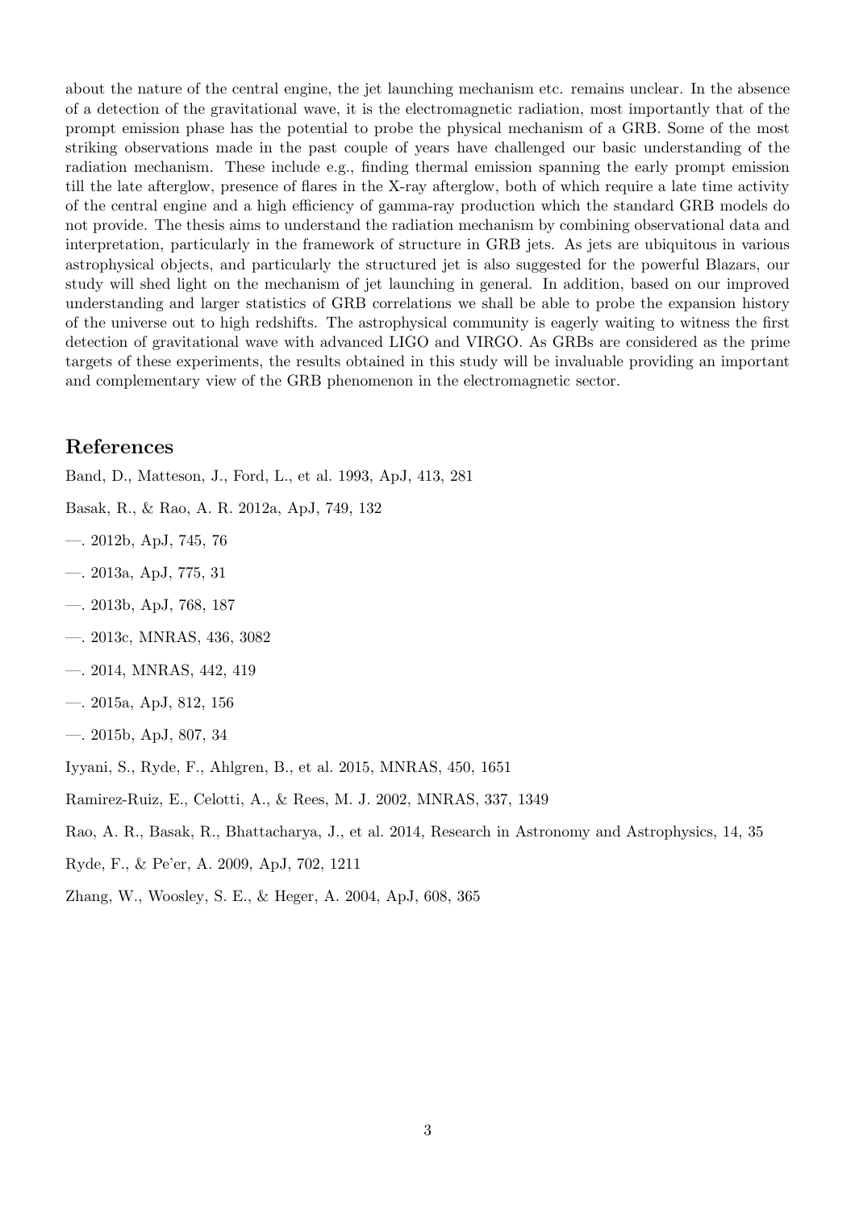about the nature of the central engine, the jet launching mechanism etc. remains unclear. In the absence of a detection of the gravitational wave, it is the electromagnetic radiation, most importantly that of the prompt emission phase has the potential to probe the physical mechanism of a GRB. Some of the most striking observations made in the past couple of years have challenged our basic understanding of the radiation mechanism. These include e.g., finding thermal emission spanning the early prompt emission till the late afterglow, presence of flares in the X-ray afterglow, both of which require a late time activity of the central engine and a high efficiency of gamma-ray production which the standard GRB models do not provide. The thesis aims to understand the radiation mechanism by combining observational data and interpretation, particularly in the framework of structure in GRB jets. As jets are ubiquitous in various astrophysical objects, and particularly the structured jet is also suggested for the powerful Blazars, our study will shed light on the mechanism of jet launching in general. In addition, based on our improved understanding and larger statistics of GRB correlations we shall be able to probe the expansion history of the universe out to high redshifts. The astrophysical community is eagerly waiting to witness the first detection of gravitational wave with advanced LIGO and VIRGO. As GRBs are considered as the prime targets of these experiments, the results obtained in this study will be invaluable providing an important and complementary view of the GRB phenomenon in the electromagnetic sector.

## References

Band, D., Matteson, J., Ford, L., et al. 1993, ApJ, 413, 281

Basak, R., & Rao, A. R. 2012a, ApJ, 749, 132

—. 2012b, ApJ, 745, 76

—. 2013a, ApJ, 775, 31

—. 2013b, ApJ, 768, 187

—. 2013c, MNRAS, 436, 3082

—. 2014, MNRAS, 442, 419

—. 2015a, ApJ, 812, 156

—. 2015b, ApJ, 807, 34

Iyyani, S., Ryde, F., Ahlgren, B., et al. 2015, MNRAS, 450, 1651

Ramirez-Ruiz, E., Celotti, A., & Rees, M. J. 2002, MNRAS, 337, 1349

Rao, A. R., Basak, R., Bhattacharya, J., et al. 2014, Research in Astronomy and Astrophysics, 14, 35

Ryde, F., & Pe'er, A. 2009, ApJ, 702, 1211

Zhang, W., Woosley, S. E., & Heger, A. 2004, ApJ, 608, 365